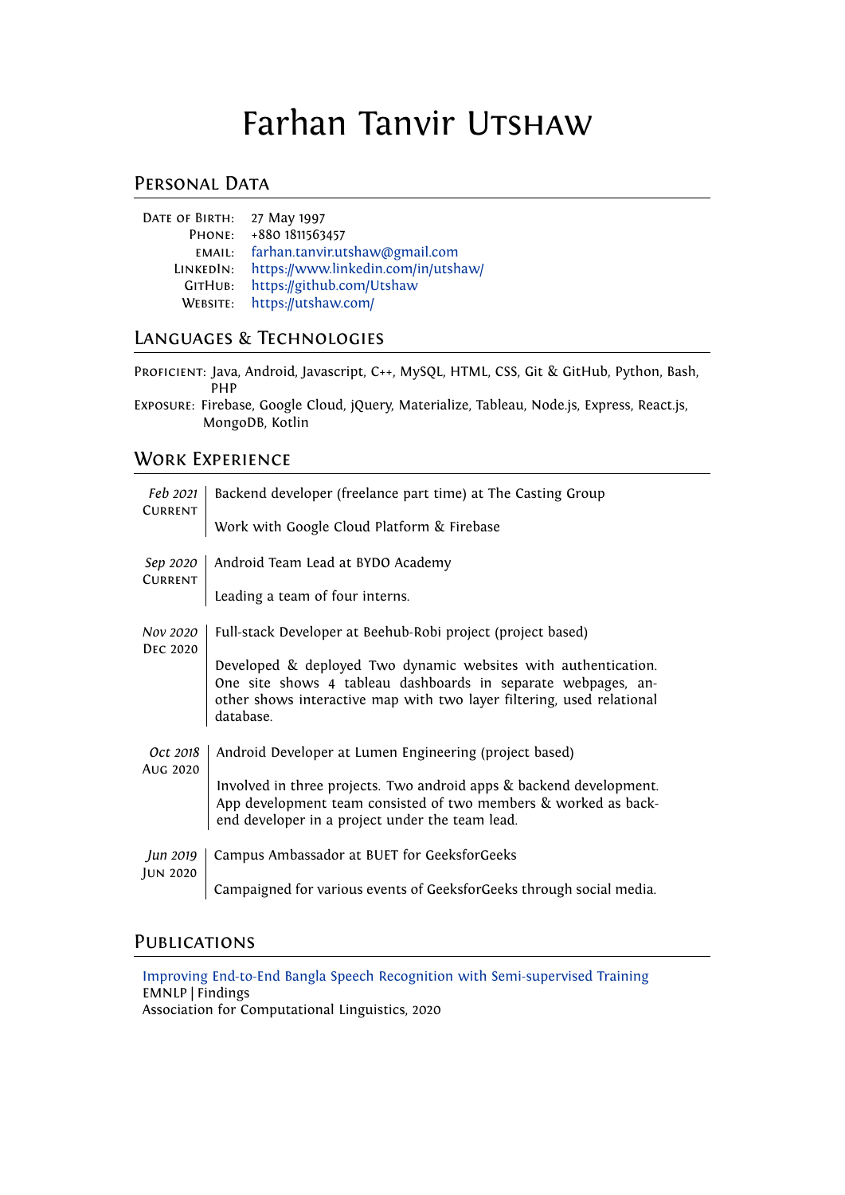# Farhan Tanvir Utshaw

## Personal Data

**Date of Birth:** 27 May 1997
**Phone:** +880 1811563457
**email:** farhan.tanvir.utshaw@gmail.com
**LinkedIn:** https://www.linkedin.com/in/utshaw/
**GitHub:** https://github.com/Utshaw
**Website:** https://utshaw.com/

## Languages & Technologies

**Proficient:** Java, Android, Javascript, C++, MySQL, HTML, CSS, Git & GitHub, Python, Bash, PHP

**Exposure:** Firebase, Google Cloud, jQuery, Materialize, Tableau, Node.js, Express, React.js, MongoDB, Kotlin

## Work Experience

*Feb 2021* – Current
Backend developer (freelance part time) at The Casting Group

Work with Google Cloud Platform & Firebase

*Sep 2020* – Current
Android Team Lead at BYDO Academy

Leading a team of four interns.

*Nov 2020* – Dec 2020
Full-stack Developer at Beehub-Robi project (project based)

Developed & deployed Two dynamic websites with authentication. One site shows 4 tableau dashboards in separate webpages, another shows interactive map with two layer filtering, used relational database.

*Oct 2018* – Aug 2020
Android Developer at Lumen Engineering (project based)

Involved in three projects. Two android apps & backend development. App development team consisted of two members & worked as backend developer in a project under the team lead.

*Jun 2019* – Jun 2020
Campus Ambassador at BUET for GeeksforGeeks

Campaigned for various events of GeeksforGeeks through social media.

## Publications

Improving End-to-End Bangla Speech Recognition with Semi-supervised Training
EMNLP | Findings
Association for Computational Linguistics, 2020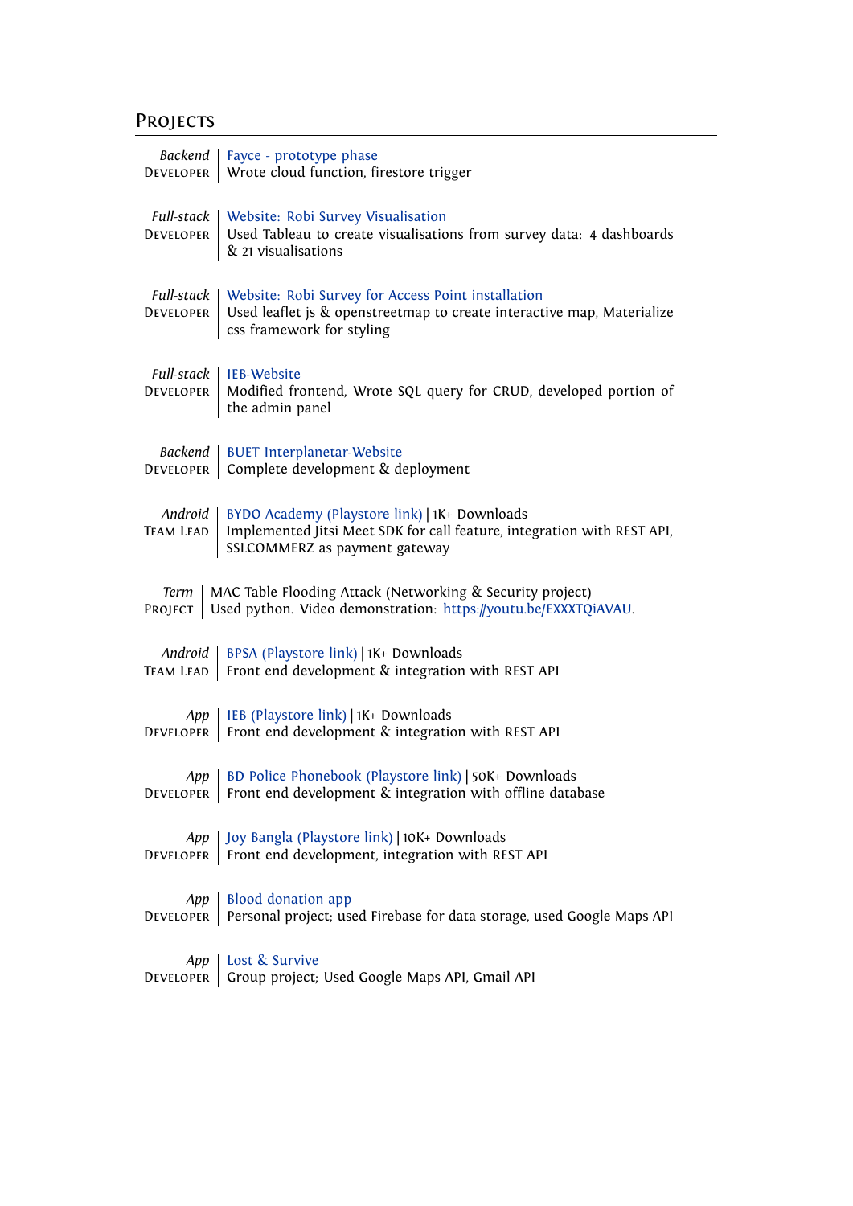## Projects

*Backend* Developer | Fayce - prototype phase
Wrote cloud function, firestore trigger

*Full-stack* Developer | Website: Robi Survey Visualisation
Used Tableau to create visualisations from survey data: 4 dashboards & 21 visualisations

*Full-stack* Developer | Website: Robi Survey for Access Point installation
Used leaflet js & openstreetmap to create interactive map, Materialize css framework for styling

*Full-stack* Developer | IEB-Website
Modified frontend, Wrote SQL query for CRUD, developed portion of the admin panel

*Backend* Developer | BUET Interplanetar-Website
Complete development & deployment

*Android* Team Lead | BYDO Academy (Playstore link) | 1K+ Downloads
Implemented Jitsi Meet SDK for call feature, integration with REST API, SSLCOMMERZ as payment gateway

*Term* Project | MAC Table Flooding Attack (Networking & Security project)
Used python. Video demonstration: https://youtu.be/EXXXTQiAVAU.

*Android* Team Lead | BPSA (Playstore link) | 1K+ Downloads
Front end development & integration with REST API

*App* Developer | IEB (Playstore link) | 1K+ Downloads
Front end development & integration with REST API

*App* Developer | BD Police Phonebook (Playstore link) | 50K+ Downloads
Front end development & integration with offline database

*App* Developer | Joy Bangla (Playstore link) | 10K+ Downloads
Front end development, integration with REST API

*App* Developer | Blood donation app
Personal project; used Firebase for data storage, used Google Maps API

*App* Developer | Lost & Survive
Group project; Used Google Maps API, Gmail API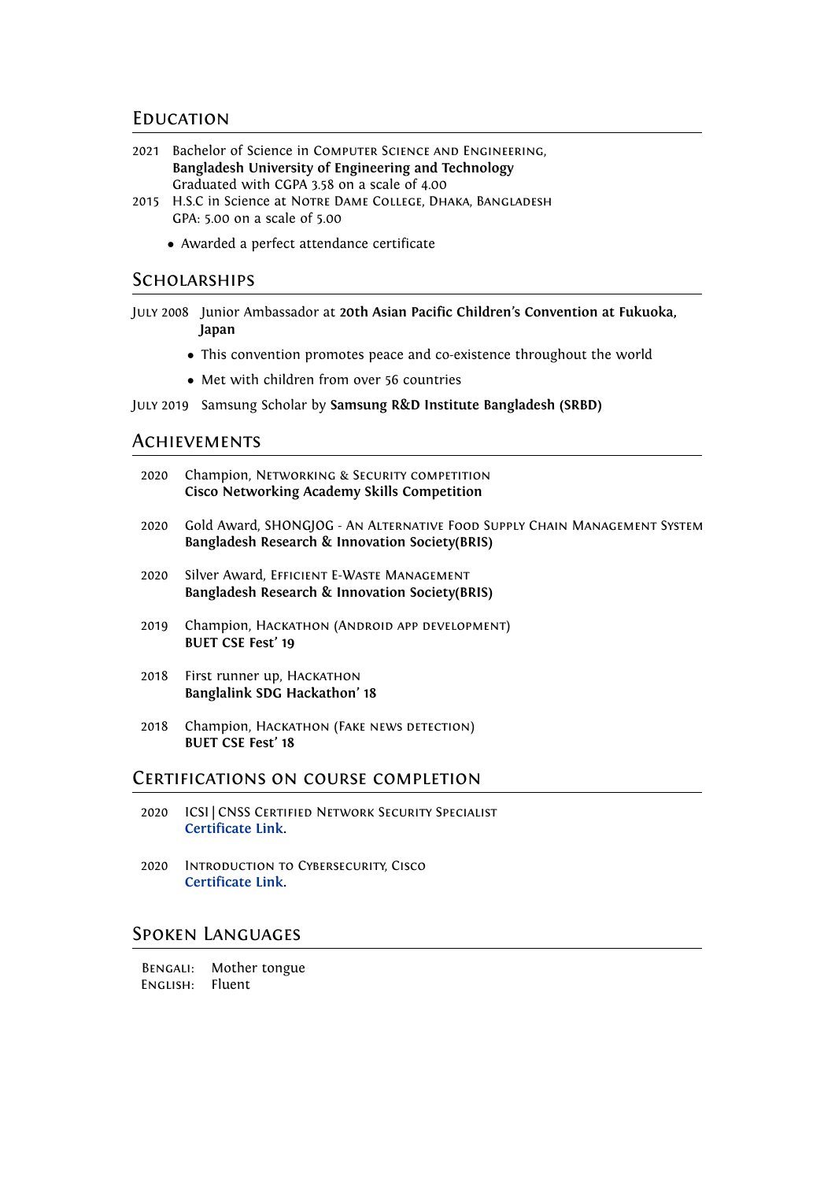## Education

2021 Bachelor of Science in Computer Science and Engineering,
**Bangladesh University of Engineering and Technology**
Graduated with CGPA 3.58 on a scale of 4.00

2015 H.S.C in Science at Notre Dame College, Dhaka, Bangladesh
GPA: 5.00 on a scale of 5.00

- Awarded a perfect attendance certificate

## Scholarships

July 2008 Junior Ambassador at **20th Asian Pacific Children's Convention at Fukuoka, Japan**

- This convention promotes peace and co-existence throughout the world
- Met with children from over 56 countries

July 2019 Samsung Scholar by **Samsung R&D Institute Bangladesh (SRBD)**

## Achievements

2020 Champion, Networking & Security competition
**Cisco Networking Academy Skills Competition**

2020 Gold Award, SHONGJOG - An Alternative Food Supply Chain Management System
**Bangladesh Research & Innovation Society(BRIS)**

2020 Silver Award, Efficient E-Waste Management
**Bangladesh Research & Innovation Society(BRIS)**

2019 Champion, Hackathon (Android app development)
**BUET CSE Fest' 19**

2018 First runner up, Hackathon
**Banglalink SDG Hackathon' 18**

2018 Champion, Hackathon (Fake news detection)
**BUET CSE Fest' 18**

## Certifications on course completion

2020 ICSI | CNSS Certified Network Security Specialist
**Certificate Link**.

2020 Introduction to Cybersecurity, Cisco
**Certificate Link**.

## Spoken Languages

Bengali: Mother tongue
English: Fluent